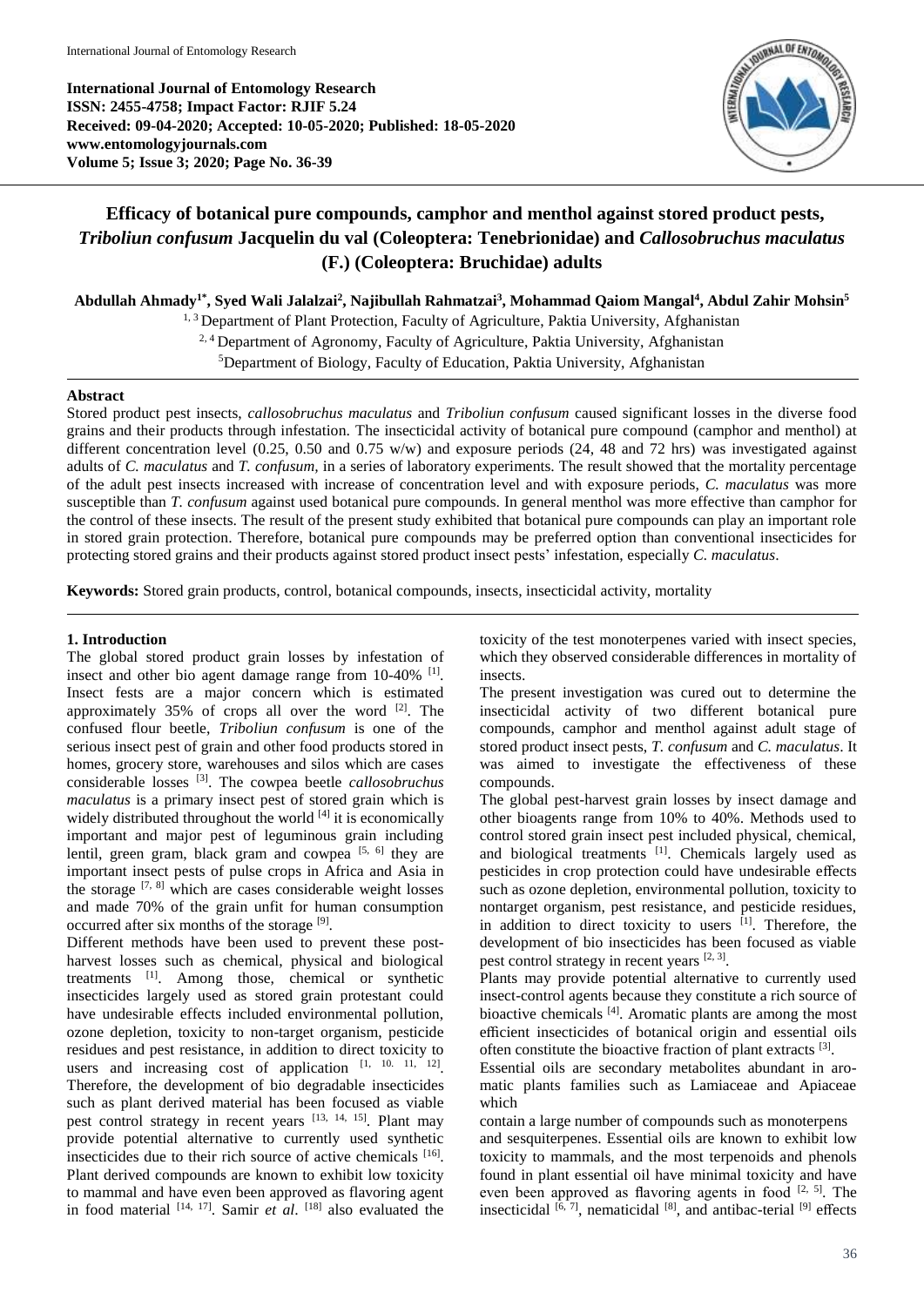**International Journal of Entomology Research**
**ISSN: 2455-4758; Impact Factor: RJIF 5.24**
**Received: 09-04-2020; Accepted: 10-05-2020; Published: 18-05-2020**
**www.entomologyjournals.com**
**Volume 5; Issue 3; 2020; Page No. 36-39**

# Efficacy of botanical pure compounds, camphor and menthol against stored product pests, *Triboliun confusum* Jacquelin du val (Coleoptera: Tenebrionidae) and *Callosobruchus maculatus* (F.) (Coleoptera: Bruchidae) adults

**Abdullah Ahmady[1*], Syed Wali Jalalzai[2], Najibullah Rahmatzai[3], Mohammad Qaiom Mangal[4], Abdul Zahir Mohsin[5]**

[1, 3] Department of Plant Protection, Faculty of Agriculture, Paktia University, Afghanistan
[2, 4] Department of Agronomy, Faculty of Agriculture, Paktia University, Afghanistan
[5] Department of Biology, Faculty of Education, Paktia University, Afghanistan

## Abstract

Stored product pest insects, *callosobruchus maculatus* and *Triboliun confusum* caused significant losses in the diverse food grains and their products through infestation. The insecticidal activity of botanical pure compound (camphor and menthol) at different concentration level (0.25, 0.50 and 0.75 w/w) and exposure periods (24, 48 and 72 hrs) was investigated against adults of *C. maculatus* and *T. confusum*, in a series of laboratory experiments. The result showed that the mortality percentage of the adult pest insects increased with increase of concentration level and with exposure periods, *C. maculatus* was more susceptible than *T. confusum* against used botanical pure compounds. In general menthol was more effective than camphor for the control of these insects. The result of the present study exhibited that botanical pure compounds can play an important role in stored grain protection. Therefore, botanical pure compounds may be preferred option than conventional insecticides for protecting stored grains and their products against stored product insect pests' infestation, especially *C. maculatus*.

**Keywords:** Stored grain products, control, botanical compounds, insects, insecticidal activity, mortality

## 1. Introduction

The global stored product grain losses by infestation of insect and other bio agent damage range from 10-40% [1]. Insect fests are a major concern which is estimated approximately 35% of crops all over the word [2]. The confused flour beetle, *Triboliun confusum* is one of the serious insect pest of grain and other food products stored in homes, grocery store, warehouses and silos which are cases considerable losses [3]. The cowpea beetle *callosobruchus maculatus* is a primary insect pest of stored grain which is widely distributed throughout the world [4] it is economically important and major pest of leguminous grain including lentil, green gram, black gram and cowpea [5, 6] they are important insect pests of pulse crops in Africa and Asia in the storage [7, 8] which are cases considerable weight losses and made 70% of the grain unfit for human consumption occurred after six months of the storage [9].

Different methods have been used to prevent these post-harvest losses such as chemical, physical and biological treatments [1]. Among those, chemical or synthetic insecticides largely used as stored grain protestant could have undesirable effects included environmental pollution, ozone depletion, toxicity to non-target organism, pesticide residues and pest resistance, in addition to direct toxicity to users and increasing cost of application [1, 10, 11, 12]. Therefore, the development of bio degradable insecticides such as plant derived material has been focused as viable pest control strategy in recent years [13, 14, 15]. Plant may provide potential alternative to currently used synthetic insecticides due to their rich source of active chemicals [16]. Plant derived compounds are known to exhibit low toxicity to mammal and have even been approved as flavoring agent in food material [14, 17]. Samir *et al*. [18] also evaluated the toxicity of the test monoterpenes varied with insect species, which they observed considerable differences in mortality of insects.

The present investigation was cured out to determine the insecticidal activity of two different botanical pure compounds, camphor and menthol against adult stage of stored product insect pests, *T. confusum* and *C. maculatus*. It was aimed to investigate the effectiveness of these compounds.

The global pest-harvest grain losses by insect damage and other bioagents range from 10% to 40%. Methods used to control stored grain insect pest included physical, chemical, and biological treatments [1]. Chemicals largely used as pesticides in crop protection could have undesirable effects such as ozone depletion, environmental pollution, toxicity to nontarget organism, pest resistance, and pesticide residues, in addition to direct toxicity to users [1]. Therefore, the development of bio insecticides has been focused as viable pest control strategy in recent years [2, 3].

Plants may provide potential alternative to currently used insect-control agents because they constitute a rich source of bioactive chemicals [4]. Aromatic plants are among the most efficient insecticides of botanical origin and essential oils often constitute the bioactive fraction of plant extracts [3].

Essential oils are secondary metabolites abundant in aromatic plants families such as Lamiaceae and Apiaceae which

contain a large number of compounds such as monoterpens and sesquiterpenes. Essential oils are known to exhibit low toxicity to mammals, and the most terpenoids and phenols found in plant essential oil have minimal toxicity and have even been approved as flavoring agents in food [2, 5]. The insecticidal [6, 7], nematicidal [8], and antibac-terial [9] effects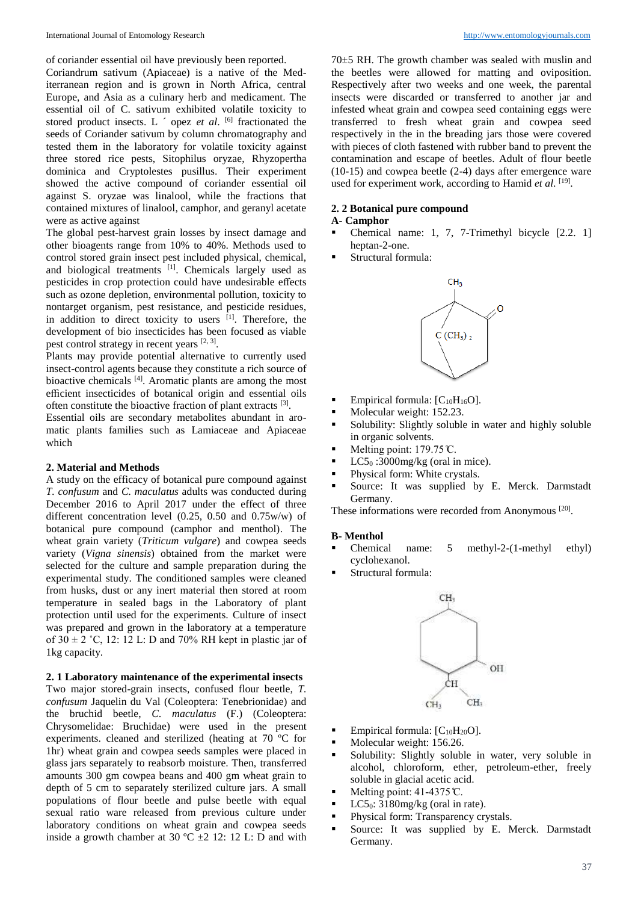of coriander essential oil have previously been reported.

Coriandrum sativum (Apiaceae) is a native of the Mediterranean region and is grown in North Africa, central Europe, and Asia as a culinary herb and medicament. The essential oil of C. sativum exhibited volatile toxicity to stored product insects. L ´ opez *et al*. [6] fractionated the seeds of Coriander sativum by column chromatography and tested them in the laboratory for volatile toxicity against three stored rice pests, Sitophilus oryzae, Rhyzopertha dominica and Cryptolestes pusillus. Their experiment showed the active compound of coriander essential oil against S. oryzae was linalool, while the fractions that contained mixtures of linalool, camphor, and geranyl acetate were as active against

The global pest-harvest grain losses by insect damage and other bioagents range from 10% to 40%. Methods used to control stored grain insect pest included physical, chemical, and biological treatments [1]. Chemicals largely used as pesticides in crop protection could have undesirable effects such as ozone depletion, environmental pollution, toxicity to nontarget organism, pest resistance, and pesticide residues, in addition to direct toxicity to users [1]. Therefore, the development of bio insecticides has been focused as viable pest control strategy in recent years [2, 3].

Plants may provide potential alternative to currently used insect-control agents because they constitute a rich source of bioactive chemicals [4]. Aromatic plants are among the most efficient insecticides of botanical origin and essential oils often constitute the bioactive fraction of plant extracts [3].

Essential oils are secondary metabolites abundant in aromatic plants families such as Lamiaceae and Apiaceae which

## 2. Material and Methods

A study on the efficacy of botanical pure compound against *T. confusum* and *C. maculatus* adults was conducted during December 2016 to April 2017 under the effect of three different concentration level (0.25, 0.50 and 0.75w/w) of botanical pure compound (camphor and menthol). The wheat grain variety (*Triticum vulgare*) and cowpea seeds variety (*Vigna sinensis*) obtained from the market were selected for the culture and sample preparation during the experimental study. The conditioned samples were cleaned from husks, dust or any inert material then stored at room temperature in sealed bags in the Laboratory of plant protection until used for the experiments. Culture of insect was prepared and grown in the laboratory at a temperature of 30 ± 2 ˚C, 12: 12 L: D and 70% RH kept in plastic jar of 1kg capacity.

### 2. 1 Laboratory maintenance of the experimental insects

Two major stored-grain insects, confused flour beetle, *T. confusum* Jaquelin du Val (Coleoptera: Tenebrionidae) and the bruchid beetle, *C. maculatus* (F.) (Coleoptera: Chrysomelidae: Bruchidae) were used in the present experiments. cleaned and sterilized (heating at 70 ºC for 1hr) wheat grain and cowpea seeds samples were placed in glass jars separately to reabsorb moisture. Then, transferred amounts 300 gm cowpea beans and 400 gm wheat grain to depth of 5 cm to separately sterilized culture jars. A small populations of flour beetle and pulse beetle with equal sexual ratio ware released from previous culture under laboratory conditions on wheat grain and cowpea seeds inside a growth chamber at 30 ºC ±2 12: 12 L: D and with 70±5 RH. The growth chamber was sealed with muslin and the beetles were allowed for mating and oviposition. Respectively after two weeks and one week, the parental insects were discarded or transferred to another jar and infested wheat grain and cowpea seed containing eggs were transferred to fresh wheat grain and cowpea seed respectively in the in the breading jars those were covered with pieces of cloth fastened with rubber band to prevent the contamination and escape of beetles. Adult of flour beetle (10-15) and cowpea beetle (2-4) days after emergence ware used for experiment work, according to Hamid *et al.* [19].

### 2. 2 Botanical pure compound

**A- Camphor**

- Chemical name: 1, 7, 7-Trimethyl bicycle [2.2. 1] heptan-2-one.
- Structural formula:

CH3

O

C (CH3) 2

- Empirical formula: [$C_{10}H_{16}O$].
- Molecular weight: 152.23.
- Solubility: Slightly soluble in water and highly soluble in organic solvents.
- Melting point: 179.75 ̊C.
- $LC5_0$ :3000mg/kg (oral in mice).
- Physical form: White crystals.
- Source: It was supplied by E. Merck. Darmstadt Germany.

These informations were recorded from Anonymous [20].

**B- Menthol**

- Chemical name: 5 methyl-2-(1-methyl ethyl) cyclohexanol.
- Structural formula:

CH3

OH

CH

CH3 CH3

- Empirical formula: [$C_{10}H_{20}O$].
- Molecular weight: 156.26.
- Solubility: Slightly soluble in water, very soluble in alcohol, chloroform, ether, petroleum-ether, freely soluble in glacial acetic acid.
- Melting point: 41-4375 ̊C.
- $LC5_0$: 3180mg/kg (oral in rate).
- Physical form: Transparency crystals.
- Source: It was supplied by E. Merck. Darmstadt Germany.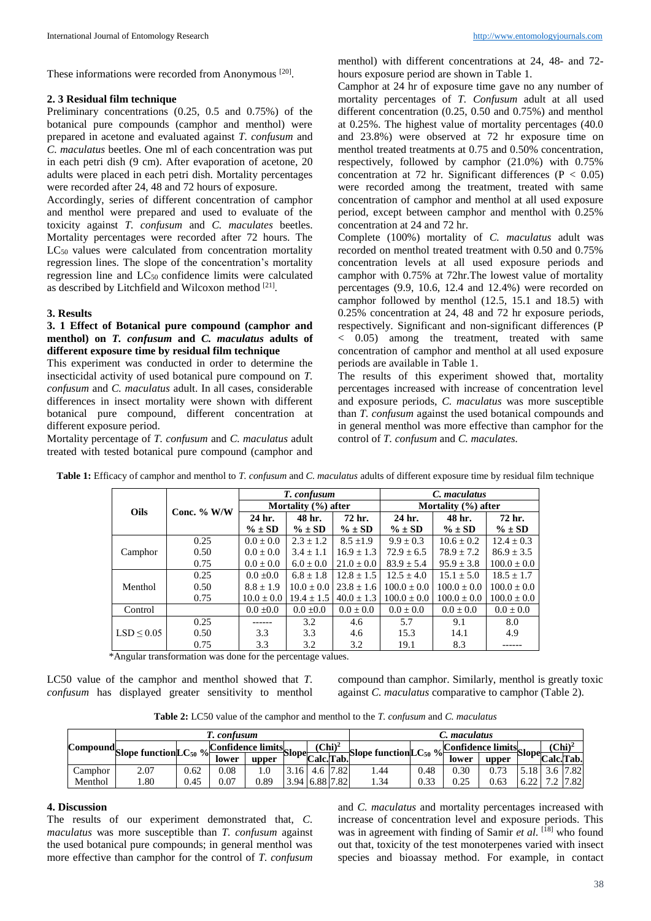These informations were recorded from Anonymous [20].

### 2. 3 Residual film technique

Preliminary concentrations (0.25, 0.5 and 0.75%) of the botanical pure compounds (camphor and menthol) were prepared in acetone and evaluated against *T. confusum* and *C. maculatus* beetles. One ml of each concentration was put in each petri dish (9 cm). After evaporation of acetone, 20 adults were placed in each petri dish. Mortality percentages were recorded after 24, 48 and 72 hours of exposure.

Accordingly, series of different concentration of camphor and menthol were prepared and used to evaluate of the toxicity against *T. confusum* and *C. maculates* beetles. Mortality percentages were recorded after 72 hours. The $LC_{50}$ values were calculated from concentration mortality regression lines. The slope of the concentration's mortality regression line and $LC_{50}$ confidence limits were calculated as described by Litchfield and Wilcoxon method [21].

## 3. Results

### 3. 1 Effect of Botanical pure compound (camphor and menthol) on *T. confusum* and *C. maculatus* adults of different exposure time by residual film technique

This experiment was conducted in order to determine the insecticidal activity of used botanical pure compound on *T. confusum* and *C. maculatus* adult. In all cases, considerable differences in insect mortality were shown with different botanical pure compound, different concentration at different exposure period.

Mortality percentage of *T. confusum* and *C. maculatus* adult treated with tested botanical pure compound (camphor and menthol) with different concentrations at 24, 48- and 72-hours exposure period are shown in Table 1.

Camphor at 24 hr of exposure time gave no any number of mortality percentages of *T. Confusum* adult at all used different concentration (0.25, 0.50 and 0.75%) and menthol at 0.25%. The highest value of mortality percentages (40.0 and 23.8%) were observed at 72 hr exposure time on menthol treated treatments at 0.75 and 0.50% concentration, respectively, followed by camphor (21.0%) with 0.75% concentration at 72 hr. Significant differences ($P < 0.05$) were recorded among the treatment, treated with same concentration of camphor and menthol at all used exposure period, except between camphor and menthol with 0.25% concentration at 24 and 72 hr.

Complete (100%) mortality of *C. maculatus* adult was recorded on menthol treated treatment with 0.50 and 0.75% concentration levels at all used exposure periods and camphor with 0.75% at 72hr.The lowest value of mortality percentages (9.9, 10.6, 12.4 and 12.4%) were recorded on camphor followed by menthol (12.5, 15.1 and 18.5) with 0.25% concentration at 24, 48 and 72 hr exposure periods, respectively. Significant and non-significant differences ($P < 0.05$) among the treatment, treated with same concentration of camphor and menthol at all used exposure periods are available in Table 1.

The results of this experiment showed that, mortality percentages increased with increase of concentration level and exposure periods, *C. maculatus* was more susceptible than *T. confusum* against the used botanical compounds and in general menthol was more effective than camphor for the control of *T. confusum* and *C. maculates.*

**Table 1:** Efficacy of camphor and menthol to *T. confusum* and *C. maculatus* adults of different exposure time by residual film technique

| Oils | Conc. % W/W | *T. confusum* | | | *C. maculatus* | | |
|---|---|---|---|---|---|---|---|
| | | Mortality (%) after | | | Mortality (%) after | | |
| | | 24 hr. % ± SD | 48 hr. % ± SD | 72 hr. % ± SD | 24 hr. % ± SD | 48 hr. % ± SD | 72 hr. % ± SD |
| Camphor | 0.25 | 0.0 ± 0.0 | 2.3 ± 1.2 | 8.5 ±1.9 | 9.9 ± 0.3 | 10.6 ± 0.2 | 12.4 ± 0.3 |
| | 0.50 | 0.0 ± 0.0 | 3.4 ± 1.1 | 16.9 ± 1.3 | 72.9 ± 6.5 | 78.9 ± 7.2 | 86.9 ± 3.5 |
| | 0.75 | 0.0 ± 0.0 | 6.0 ± 0.0 | 21.0 ± 0.0 | 83.9 ± 5.4 | 95.9 ± 3.8 | 100.0 ± 0.0 |
| Menthol | 0.25 | 0.0 ±0.0 | 6.8 ± 1.8 | 12.8 ± 1.5 | 12.5 ± 4.0 | 15.1 ± 5.0 | 18.5 ± 1.7 |
| | 0.50 | 8.8 ± 1.9 | 10.0 ± 0.0 | 23.8 ± 1.6 | 100.0 ± 0.0 | 100.0 ± 0.0 | 100.0 ± 0.0 |
| | 0.75 | 10.0 ± 0.0 | 19.4 ± 1.5 | 40.0 ± 1.3 | 100.0 ± 0.0 | 100.0 ± 0.0 | 100.0 ± 0.0 |
| Control | | 0.0 ±0.0 | 0.0 ±0.0 | 0.0 ± 0.0 | 0.0 ± 0.0 | 0.0 ± 0.0 | 0.0 ± 0.0 |
| LSD ≤ 0.05 | 0.25 | ------ | 3.2 | 4.6 | 5.7 | 9.1 | 8.0 |
| | 0.50 | 3.3 | 3.3 | 4.6 | 15.3 | 14.1 | 4.9 |
| | 0.75 | 3.3 | 3.2 | 3.2 | 19.1 | 8.3 | ------ |

*Angular transformation was done for the percentage values.

LC50 value of the camphor and menthol showed that *T. confusum* has displayed greater sensitivity to menthol compound than camphor. Similarly, menthol is greatly toxic against *C. maculatus* comparative to camphor (Table 2).

**Table 2:** LC50 value of the camphor and menthol to the *T. confusum* and *C. maculatus*

| Compound | *T. confusum* | | | | | | | *C. maculatus* | | | | | | |
|---|---|---|---|---|---|---|---|---|---|---|---|---|---|---|
| | Slope function | $LC_{50}$ % | Confidence limits | | Slope | $(Chi)^2$ | | Slope function | $LC_{50}$ % | Confidence limits | | Slope | $(Chi)^2$ | |
| | | | lower | upper | | Calc. | Tab. | | | lower | upper | | Calc. | Tab. |
| Camphor | 2.07 | 0.62 | 0.08 | 1.0 | 3.16 | 4.6 | 7.82 | 1.44 | 0.48 | 0.30 | 0.73 | 5.18 | 3.6 | 7.82 |
| Menthol | 1.80 | 0.45 | 0.07 | 0.89 | 3.94 | 6.88 | 7.82 | 1.34 | 0.33 | 0.25 | 0.63 | 6.22 | 7.2 | 7.82 |

## 4. Discussion

The results of our experiment demonstrated that, *C. maculatus* was more susceptible than *T. confusum* against the used botanical pure compounds; in general menthol was more effective than camphor for the control of *T. confusum* and *C. maculatus* and mortality percentages increased with increase of concentration level and exposure periods. This was in agreement with finding of Samir *et al.* [18] who found out that, toxicity of the test monoterpenes varied with insect species and bioassay method. For example, in contact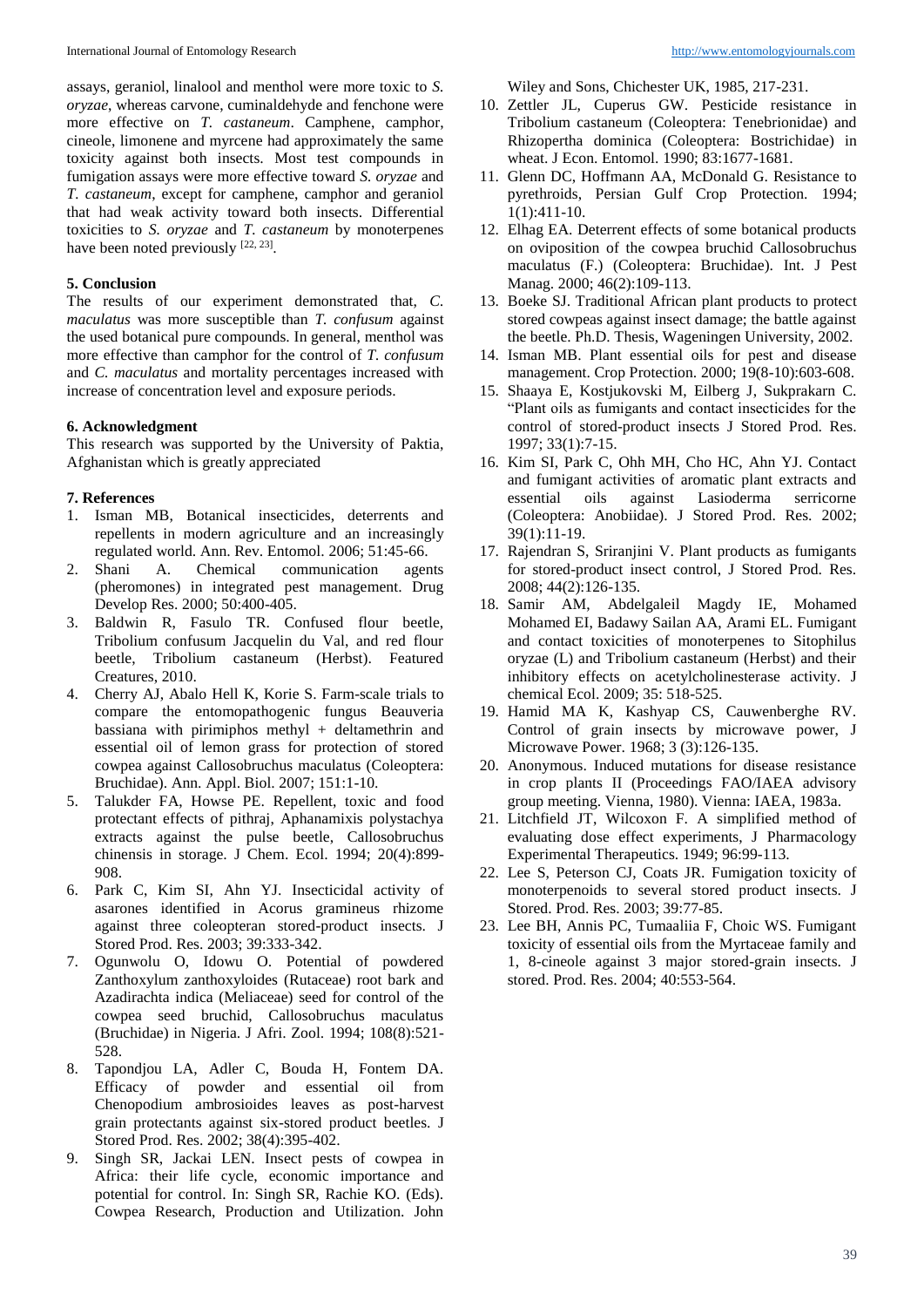assays, geraniol, linalool and menthol were more toxic to *S. oryzae*, whereas carvone, cuminaldehyde and fenchone were more effective on *T. castaneum*. Camphene, camphor, cineole, limonene and myrcene had approximately the same toxicity against both insects. Most test compounds in fumigation assays were more effective toward *S. oryzae* and *T. castaneum*, except for camphene, camphor and geraniol that had weak activity toward both insects. Differential toxicities to *S. oryzae* and *T. castaneum* by monoterpenes have been noted previously [22, 23].

### 5. Conclusion

The results of our experiment demonstrated that, *C. maculatus* was more susceptible than *T. confusum* against the used botanical pure compounds. In general, menthol was more effective than camphor for the control of *T. confusum* and *C. maculatus* and mortality percentages increased with increase of concentration level and exposure periods.

### 6. Acknowledgment

This research was supported by the University of Paktia, Afghanistan which is greatly appreciated

### 7. References

1. Isman MB, Botanical insecticides, deterrents and repellents in modern agriculture and an increasingly regulated world. Ann. Rev. Entomol. 2006; 51:45-66.
2. Shani A. Chemical communication agents (pheromones) in integrated pest management. Drug Develop Res. 2000; 50:400-405.
3. Baldwin R, Fasulo TR. Confused flour beetle, Tribolium confusum Jacquelin du Val, and red flour beetle, Tribolium castaneum (Herbst). Featured Creatures, 2010.
4. Cherry AJ, Abalo Hell K, Korie S. Farm-scale trials to compare the entomopathogenic fungus Beauveria bassiana with pirimiphos methyl + deltamethrin and essential oil of lemon grass for protection of stored cowpea against Callosobruchus maculatus (Coleoptera: Bruchidae). Ann. Appl. Biol. 2007; 151:1-10.
5. Talukder FA, Howse PE. Repellent, toxic and food protectant effects of pithraj, Aphanamixis polystachya extracts against the pulse beetle, Callosobruchus chinensis in storage. J Chem. Ecol. 1994; 20(4):899-908.
6. Park C, Kim SI, Ahn YJ. Insecticidal activity of asarones identified in Acorus gramineus rhizome against three coleopteran stored-product insects. J Stored Prod. Res. 2003; 39:333-342.
7. Ogunwolu O, Idowu O. Potential of powdered Zanthoxylum zanthoxyloides (Rutaceae) root bark and Azadirachta indica (Meliaceae) seed for control of the cowpea seed bruchid, Callosobruchus maculatus (Bruchidae) in Nigeria. J Afri. Zool. 1994; 108(8):521-528.
8. Tapondjou LA, Adler C, Bouda H, Fontem DA. Efficacy of powder and essential oil from Chenopodium ambrosioides leaves as post-harvest grain protectants against six-stored product beetles. J Stored Prod. Res. 2002; 38(4):395-402.
9. Singh SR, Jackai LEN. Insect pests of cowpea in Africa: their life cycle, economic importance and potential for control. In: Singh SR, Rachie KO. (Eds). Cowpea Research, Production and Utilization. John Wiley and Sons, Chichester UK, 1985, 217-231.
10. Zettler JL, Cuperus GW. Pesticide resistance in Tribolium castaneum (Coleoptera: Tenebrionidae) and Rhizopertha dominica (Coleoptera: Bostrichidae) in wheat. J Econ. Entomol. 1990; 83:1677-1681.
11. Glenn DC, Hoffmann AA, McDonald G. Resistance to pyrethroids, Persian Gulf Crop Protection. 1994; 1(1):411-10.
12. Elhag EA. Deterrent effects of some botanical products on oviposition of the cowpea bruchid Callosobruchus maculatus (F.) (Coleoptera: Bruchidae). Int. J Pest Manag. 2000; 46(2):109-113.
13. Boeke SJ. Traditional African plant products to protect stored cowpeas against insect damage; the battle against the beetle. Ph.D. Thesis, Wageningen University, 2002.
14. Isman MB. Plant essential oils for pest and disease management. Crop Protection. 2000; 19(8-10):603-608.
15. Shaaya E, Kostjukovski M, Eilberg J, Sukprakarn C. "Plant oils as fumigants and contact insecticides for the control of stored-product insects J Stored Prod. Res. 1997; 33(1):7-15.
16. Kim SI, Park C, Ohh MH, Cho HC, Ahn YJ. Contact and fumigant activities of aromatic plant extracts and essential oils against Lasioderma serricorne (Coleoptera: Anobiidae). J Stored Prod. Res. 2002; 39(1):11-19.
17. Rajendran S, Sriranjini V. Plant products as fumigants for stored-product insect control, J Stored Prod. Res. 2008; 44(2):126-135.
18. Samir AM, Abdelgaleil Magdy IE, Mohamed Mohamed EI, Badawy Sailan AA, Arami EL. Fumigant and contact toxicities of monoterpenes to Sitophilus oryzae (L) and Tribolium castaneum (Herbst) and their inhibitory effects on acetylcholinesterase activity. J chemical Ecol. 2009; 35: 518-525.
19. Hamid MA K, Kashyap CS, Cauwenberghe RV. Control of grain insects by microwave power, J Microwave Power. 1968; 3 (3):126-135.
20. Anonymous. Induced mutations for disease resistance in crop plants II (Proceedings FAO/IAEA advisory group meeting. Vienna, 1980). Vienna: IAEA, 1983a.
21. Litchfield JT, Wilcoxon F. A simplified method of evaluating dose effect experiments, J Pharmacology Experimental Therapeutics. 1949; 96:99-113.
22. Lee S, Peterson CJ, Coats JR. Fumigation toxicity of monoterpenoids to several stored product insects. J Stored. Prod. Res. 2003; 39:77-85.
23. Lee BH, Annis PC, Tumaaliia F, Choic WS. Fumigant toxicity of essential oils from the Myrtaceae family and 1, 8-cineole against 3 major stored-grain insects. J stored. Prod. Res. 2004; 40:553-564.